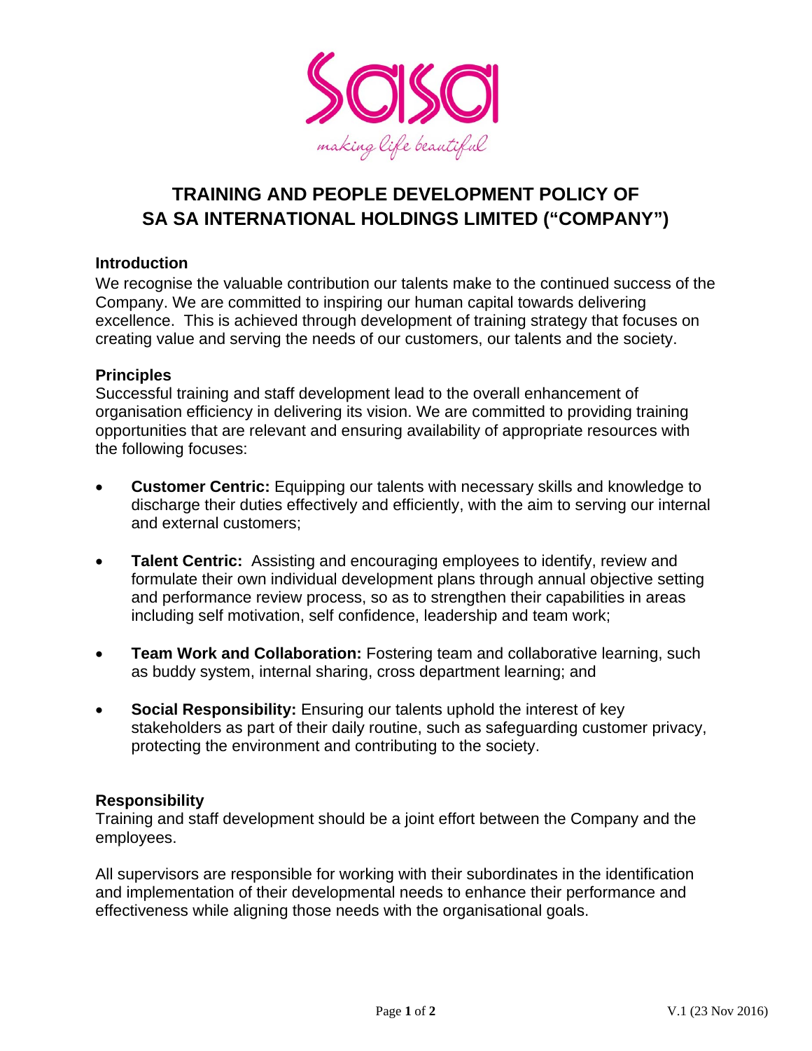# TRAINING AND PEOPLE DEVELOPMENT POLICY OF SA SA INTERNATIONAL HOLDINGS LIMITED ("COMPANY")

## Introduction

We recognise the valuable contribution our talents make to the continued success of the Company. We are committed to inspiring our human capital towards delivering excellence. This is achieved through development of training strategy that focuses on creating value and serving the needs of our customers, our talents and the society.

## Principles

Successful training and staff development lead to the overall enhancement of organisation efficiency in delivering its vision. We are committed to providing training opportunities that are relevant and ensuring availability of appropriate resources with the following focuses:

- **Customer Centric:** Equipping our talents with necessary skills and knowledge to discharge their duties effectively and efficiently, with the aim to serving our internal and external customers;
- **Talent Centric:** Assisting and encouraging employees to identify, review and formulate their own individual development plans through annual objective setting and performance review process, so as to strengthen their capabilities in areas including self motivation, self confidence, leadership and team work;
- **Team Work and Collaboration:** Fostering team and collaborative learning, such as buddy system, internal sharing, cross department learning; and
- **Social Responsibility:** Ensuring our talents uphold the interest of key stakeholders as part of their daily routine, such as safeguarding customer privacy, protecting the environment and contributing to the society.

## Responsibility

Training and staff development should be a joint effort between the Company and the employees.

All supervisors are responsible for working with their subordinates in the identification and implementation of their developmental needs to enhance their performance and effectiveness while aligning those needs with the organisational goals.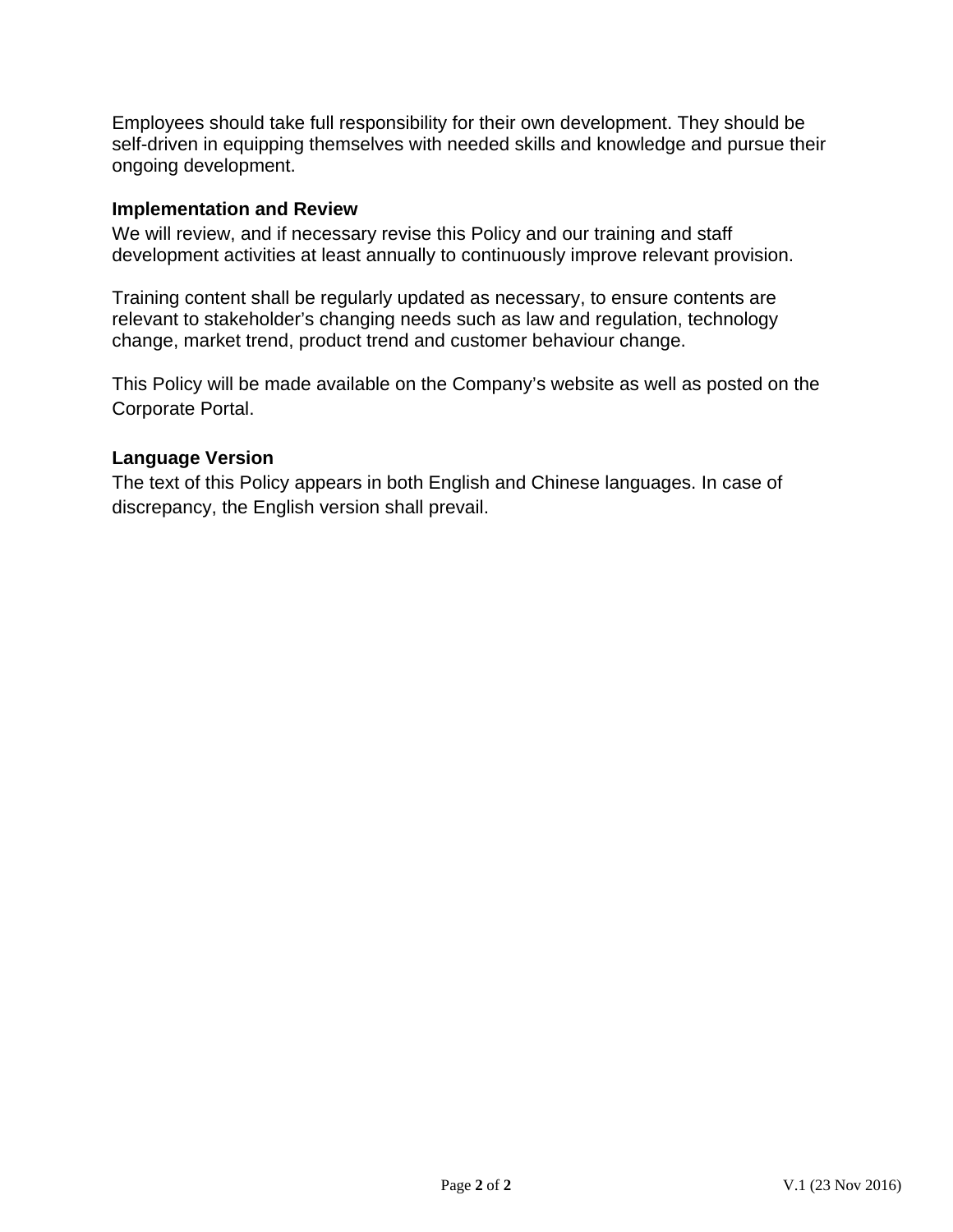Employees should take full responsibility for their own development. They should be self-driven in equipping themselves with needed skills and knowledge and pursue their ongoing development.

**Implementation and Review**

We will review, and if necessary revise this Policy and our training and staff development activities at least annually to continuously improve relevant provision.

Training content shall be regularly updated as necessary, to ensure contents are relevant to stakeholder's changing needs such as law and regulation, technology change, market trend, product trend and customer behaviour change.

This Policy will be made available on the Company's website as well as posted on the Corporate Portal.

**Language Version**

The text of this Policy appears in both English and Chinese languages. In case of discrepancy, the English version shall prevail.